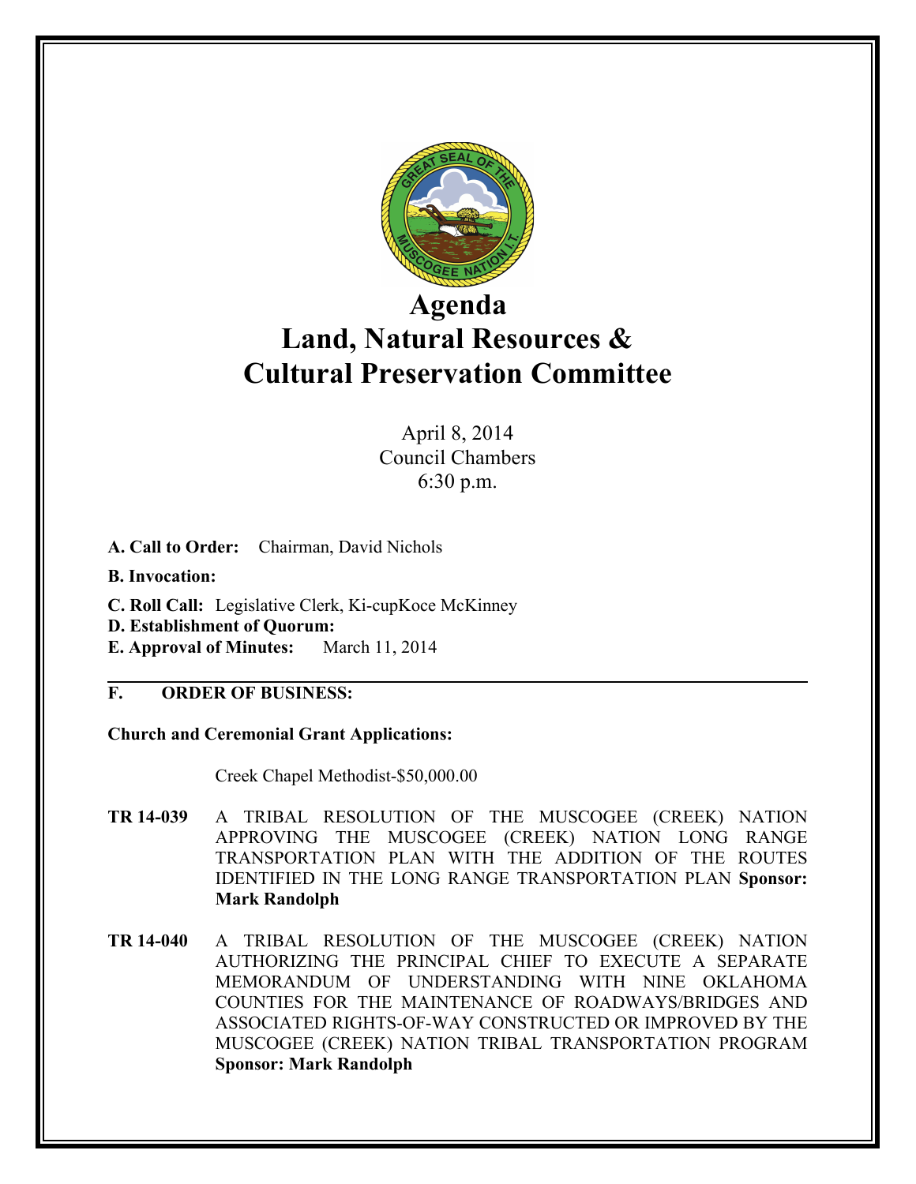# Agenda
# Land, Natural Resources & Cultural Preservation Committee

April 8, 2014
Council Chambers
6:30 p.m.

**A. Call to Order:** Chairman, David Nichols

**B. Invocation:**

**C. Roll Call:** Legislative Clerk, Ki-cupKoce McKinney

**D. Establishment of Quorum:**

**E. Approval of Minutes:** March 11, 2014

---

**F. ORDER OF BUSINESS:**

**Church and Ceremonial Grant Applications:**

Creek Chapel Methodist-$50,000.00

**TR 14-039** A TRIBAL RESOLUTION OF THE MUSCOGEE (CREEK) NATION APPROVING THE MUSCOGEE (CREEK) NATION LONG RANGE TRANSPORTATION PLAN WITH THE ADDITION OF THE ROUTES IDENTIFIED IN THE LONG RANGE TRANSPORTATION PLAN **Sponsor: Mark Randolph**

**TR 14-040** A TRIBAL RESOLUTION OF THE MUSCOGEE (CREEK) NATION AUTHORIZING THE PRINCIPAL CHIEF TO EXECUTE A SEPARATE MEMORANDUM OF UNDERSTANDING WITH NINE OKLAHOMA COUNTIES FOR THE MAINTENANCE OF ROADWAYS/BRIDGES AND ASSOCIATED RIGHTS-OF-WAY CONSTRUCTED OR IMPROVED BY THE MUSCOGEE (CREEK) NATION TRIBAL TRANSPORTATION PROGRAM **Sponsor: Mark Randolph**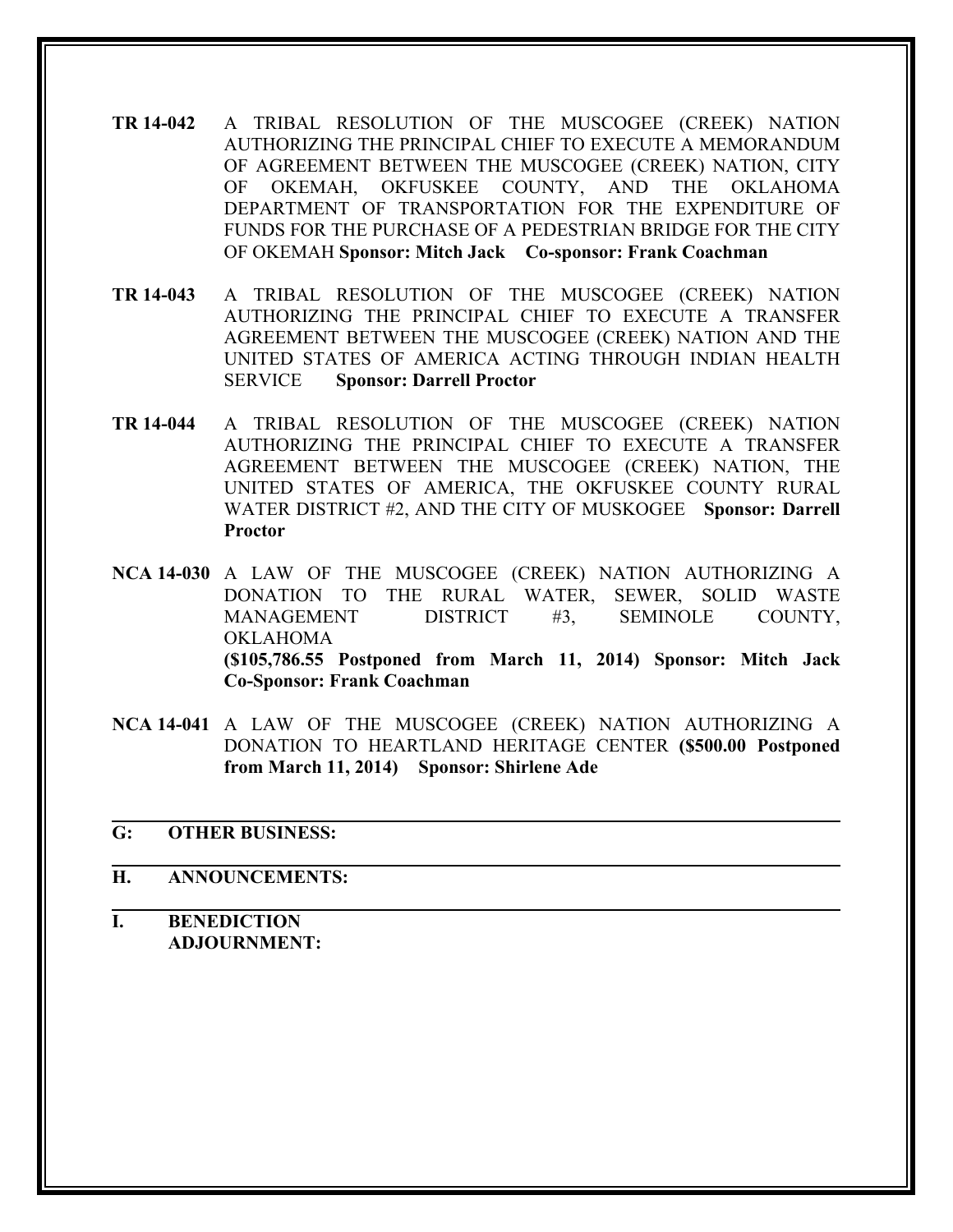**TR 14-042** A TRIBAL RESOLUTION OF THE MUSCOGEE (CREEK) NATION AUTHORIZING THE PRINCIPAL CHIEF TO EXECUTE A MEMORANDUM OF AGREEMENT BETWEEN THE MUSCOGEE (CREEK) NATION, CITY OF OKEMAH, OKFUSKEE COUNTY, AND THE OKLAHOMA DEPARTMENT OF TRANSPORTATION FOR THE EXPENDITURE OF FUNDS FOR THE PURCHASE OF A PEDESTRIAN BRIDGE FOR THE CITY OF OKEMAH **Sponsor: Mitch Jack Co-sponsor: Frank Coachman**

**TR 14-043** A TRIBAL RESOLUTION OF THE MUSCOGEE (CREEK) NATION AUTHORIZING THE PRINCIPAL CHIEF TO EXECUTE A TRANSFER AGREEMENT BETWEEN THE MUSCOGEE (CREEK) NATION AND THE UNITED STATES OF AMERICA ACTING THROUGH INDIAN HEALTH SERVICE **Sponsor: Darrell Proctor**

**TR 14-044** A TRIBAL RESOLUTION OF THE MUSCOGEE (CREEK) NATION AUTHORIZING THE PRINCIPAL CHIEF TO EXECUTE A TRANSFER AGREEMENT BETWEEN THE MUSCOGEE (CREEK) NATION, THE UNITED STATES OF AMERICA, THE OKFUSKEE COUNTY RURAL WATER DISTRICT #2, AND THE CITY OF MUSKOGEE **Sponsor: Darrell Proctor**

**NCA 14-030** A LAW OF THE MUSCOGEE (CREEK) NATION AUTHORIZING A DONATION TO THE RURAL WATER, SEWER, SOLID WASTE MANAGEMENT DISTRICT #3, SEMINOLE COUNTY, OKLAHOMA **($105,786.55 Postponed from March 11, 2014) Sponsor: Mitch Jack Co-Sponsor: Frank Coachman**

**NCA 14-041** A LAW OF THE MUSCOGEE (CREEK) NATION AUTHORIZING A DONATION TO HEARTLAND HERITAGE CENTER **($500.00 Postponed from March 11, 2014) Sponsor: Shirlene Ade**

## G: OTHER BUSINESS:

## H. ANNOUNCEMENTS:

## I. BENEDICTION ADJOURNMENT: